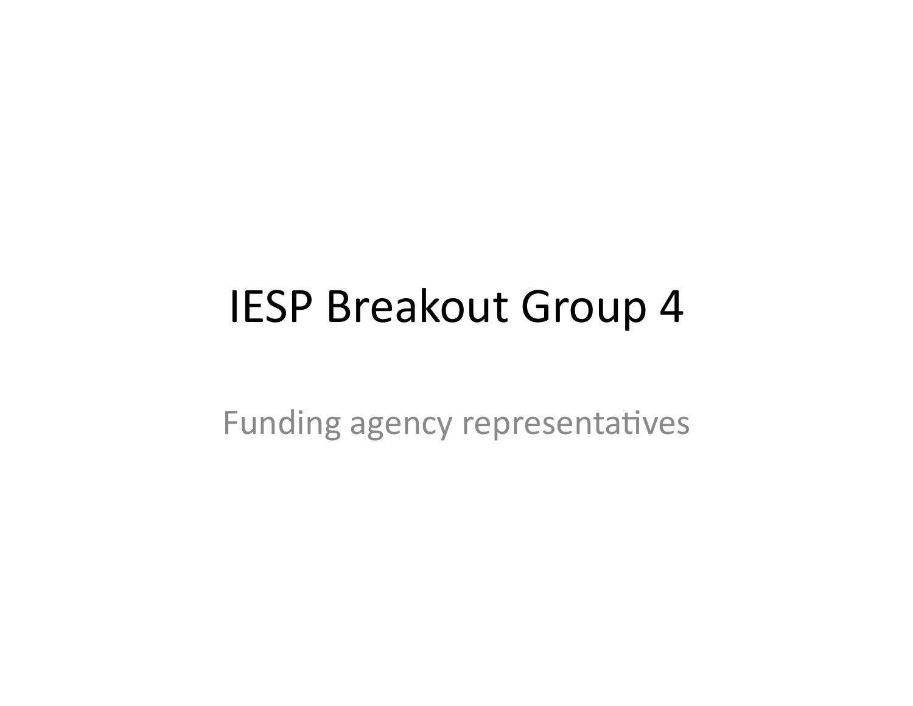# IESP Breakout Group 4

Funding agency representatives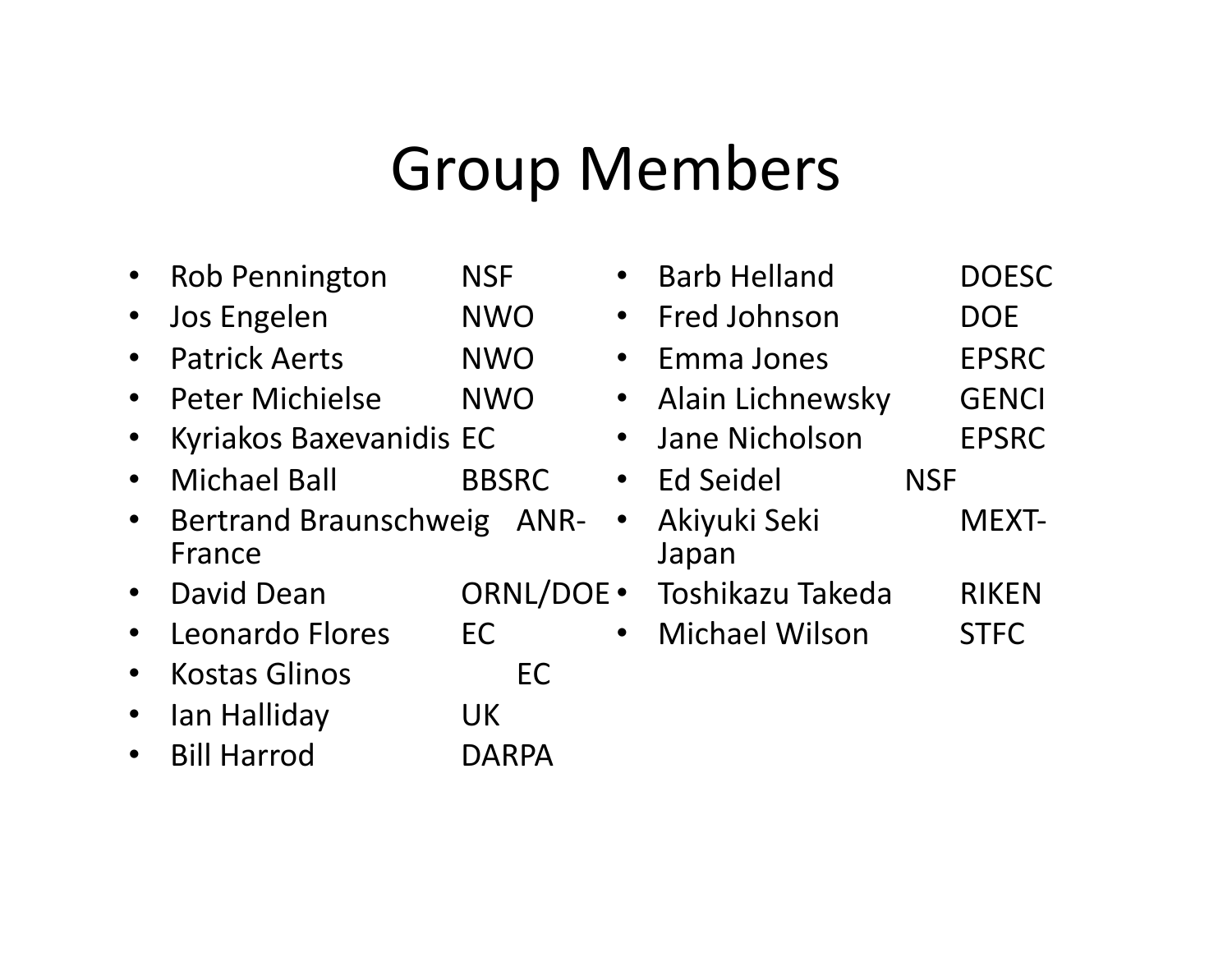# Group Members

- Rob Pennington NSF
- Jos Engelen NWO
- Patrick Aerts NWO
- Peter Michielse NWO
- Kyriakos Baxevanidis EC
- Michael Ball BBSRC
- Bertrand Braunschweig ANR-France
- David Dean ORNL/DOE
- Leonardo Flores EC
- Kostas Glinos EC
- Ian Halliday UK
- Bill Harrod DARPA
- Barb Helland DOESC
- Fred Johnson DOE
- Emma Jones EPSRC
- Alain Lichnewsky GENCI
- Jane Nicholson EPSRC
- Ed Seidel NSF
- Akiyuki Seki MEXT-Japan
- Toshikazu Takeda RIKEN
- Michael Wilson STFC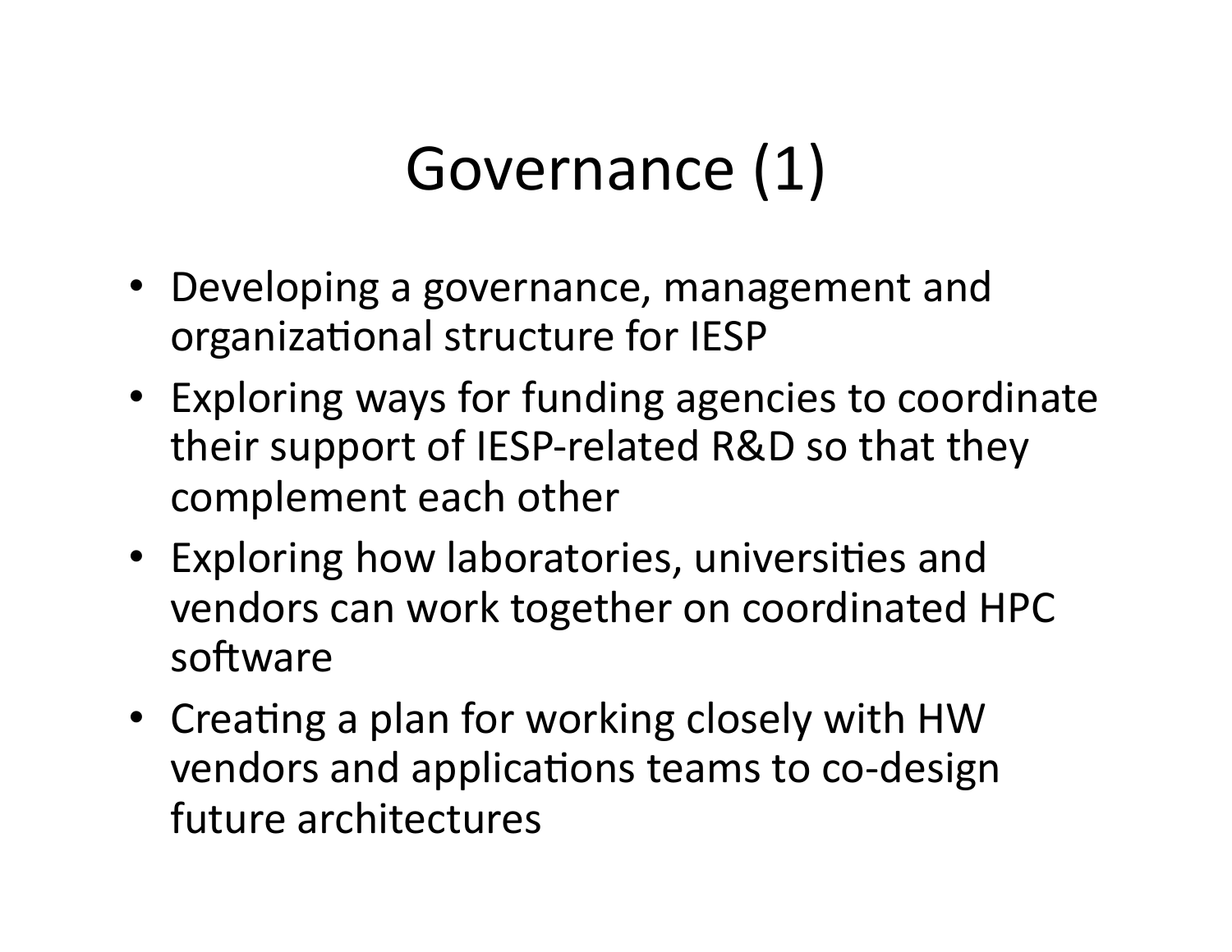# Governance (1)

- Developing a governance, management and organizational structure for IESP
- Exploring ways for funding agencies to coordinate their support of IESP-related R&D so that they complement each other
- Exploring how laboratories, universities and vendors can work together on coordinated HPC software
- Creating a plan for working closely with HW vendors and applications teams to co-design future architectures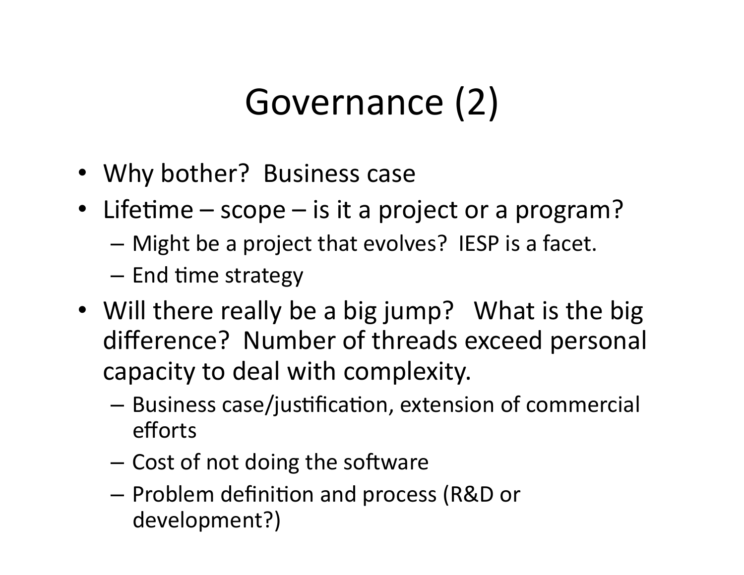# Governance (2)

- Why bother? Business case
- Lifetime – scope – is it a project or a program?
  - Might be a project that evolves? IESP is a facet.
  - End time strategy
- Will there really be a big jump? What is the big difference? Number of threads exceed personal capacity to deal with complexity.
  - Business case/justification, extension of commercial efforts
  - Cost of not doing the software
  - Problem definition and process (R&D or development?)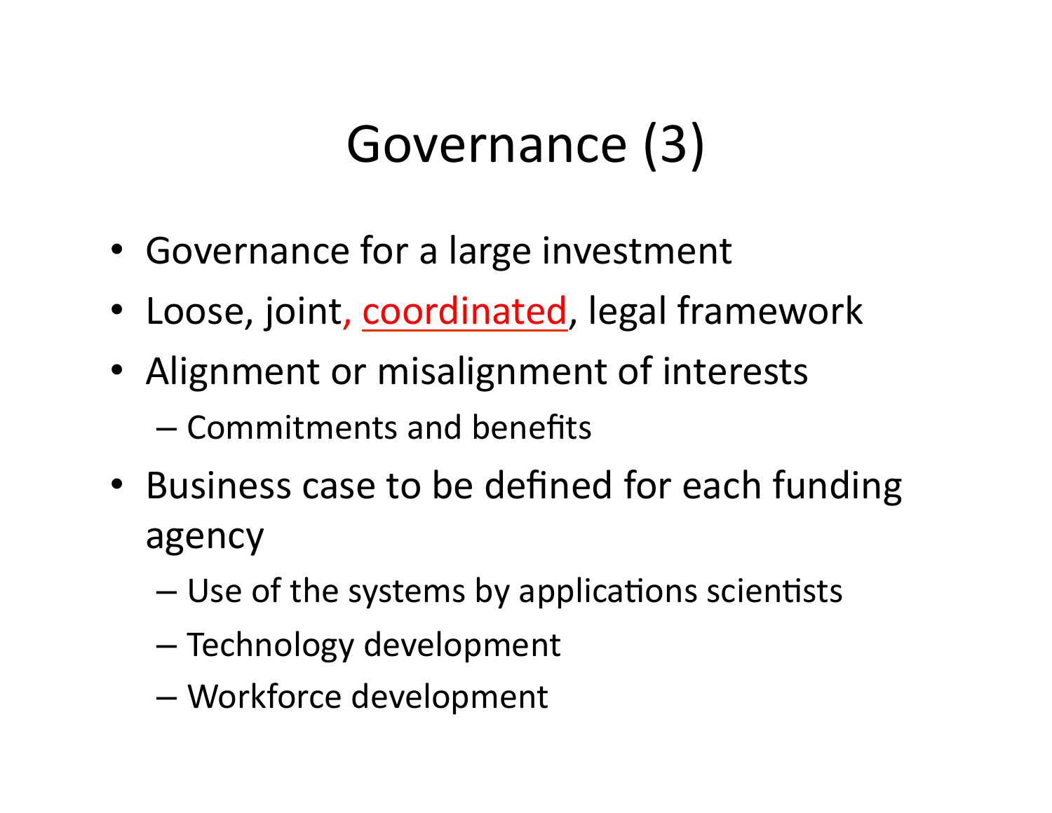# Governance (3)

- Governance for a large investment
- Loose, joint, coordinated, legal framework
- Alignment or misalignment of interests
  - Commitments and benefits
- Business case to be defined for each funding agency
  - Use of the systems by applications scientists
  - Technology development
  - Workforce development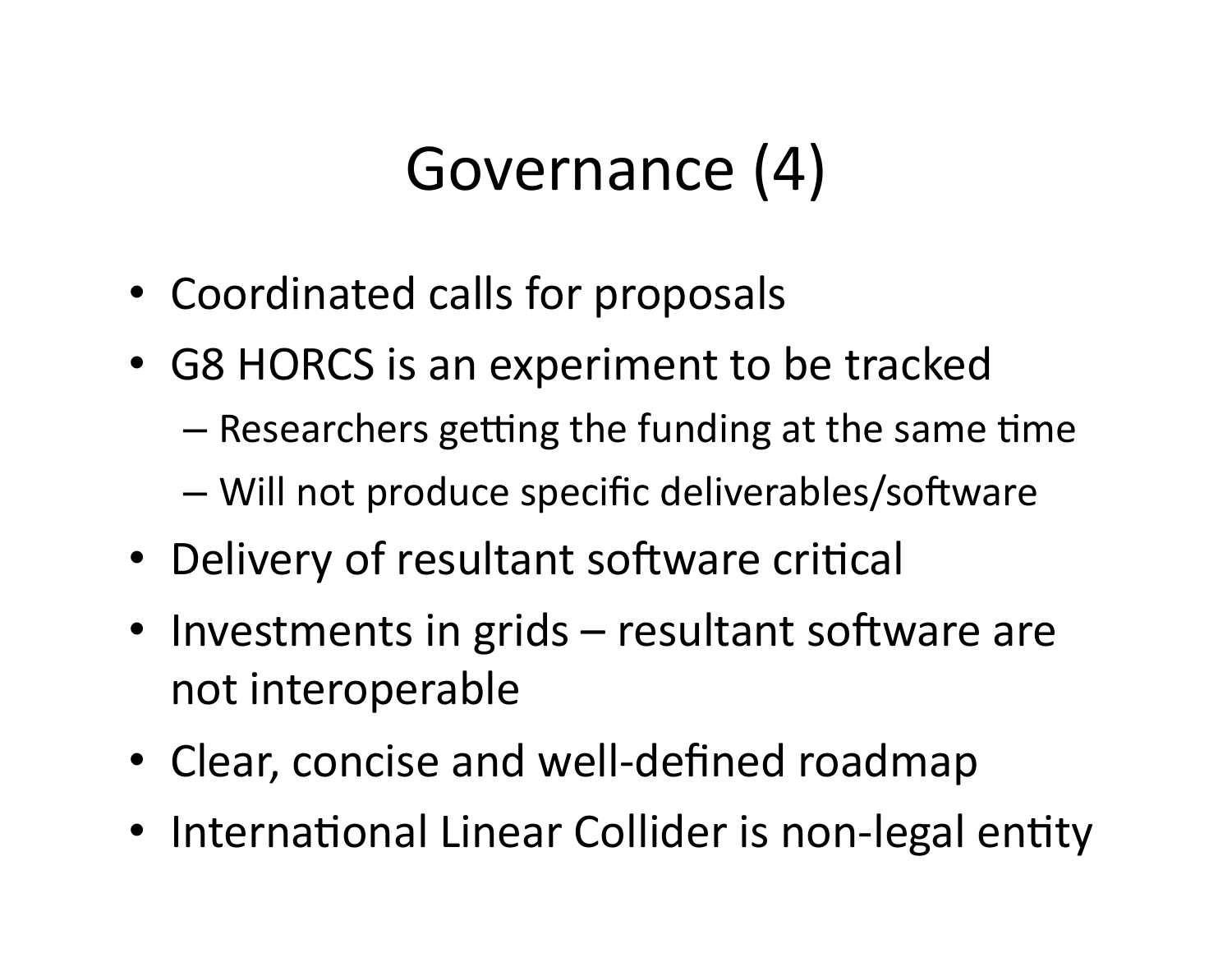# Governance (4)

- Coordinated calls for proposals
- G8 HORCS is an experiment to be tracked
  - Researchers getting the funding at the same time
  - Will not produce specific deliverables/software
- Delivery of resultant software critical
- Investments in grids – resultant software are not interoperable
- Clear, concise and well-defined roadmap
- International Linear Collider is non-legal entity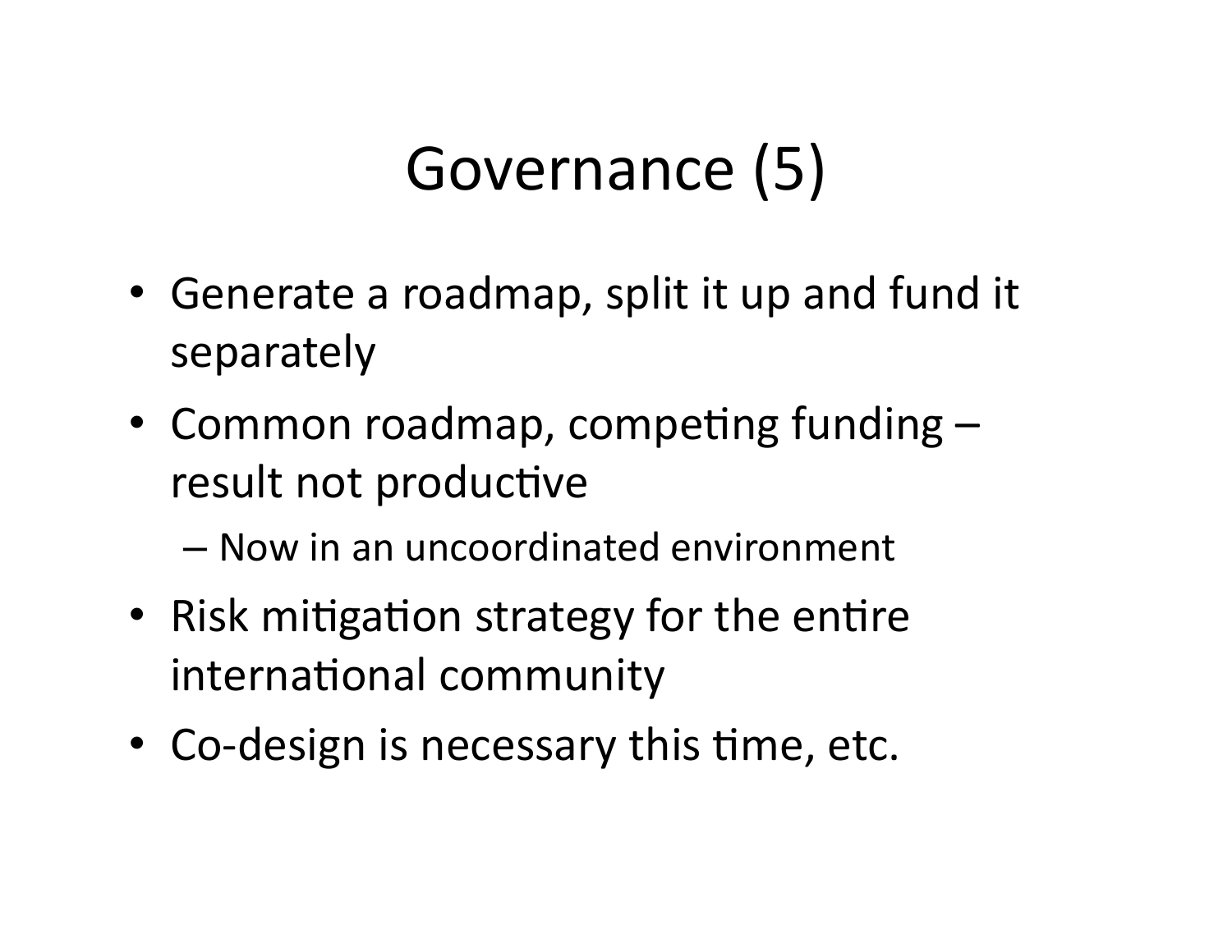# Governance (5)

- Generate a roadmap, split it up and fund it separately
- Common roadmap, competing funding – result not productive
  - Now in an uncoordinated environment
- Risk mitigation strategy for the entire international community
- Co-design is necessary this time, etc.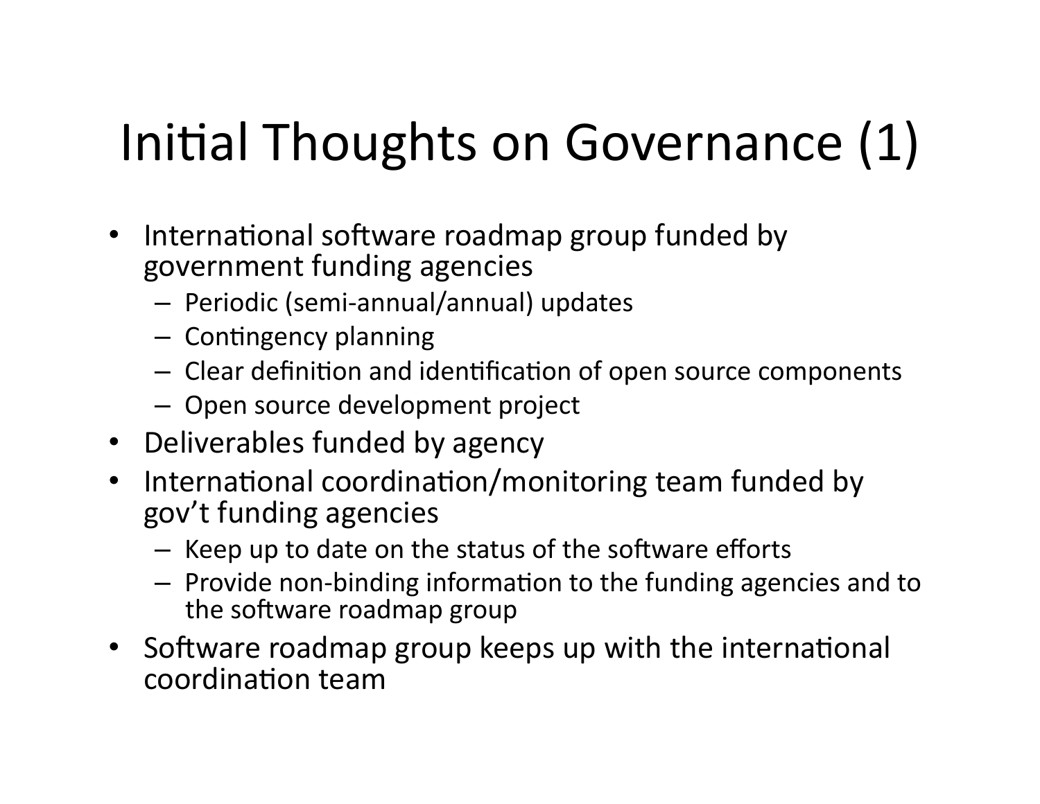# Initial Thoughts on Governance (1)

- International software roadmap group funded by government funding agencies
  - Periodic (semi-annual/annual) updates
  - Contingency planning
  - Clear definition and identification of open source components
  - Open source development project
- Deliverables funded by agency
- International coordination/monitoring team funded by gov't funding agencies
  - Keep up to date on the status of the software efforts
  - Provide non-binding information to the funding agencies and to the software roadmap group
- Software roadmap group keeps up with the international coordination team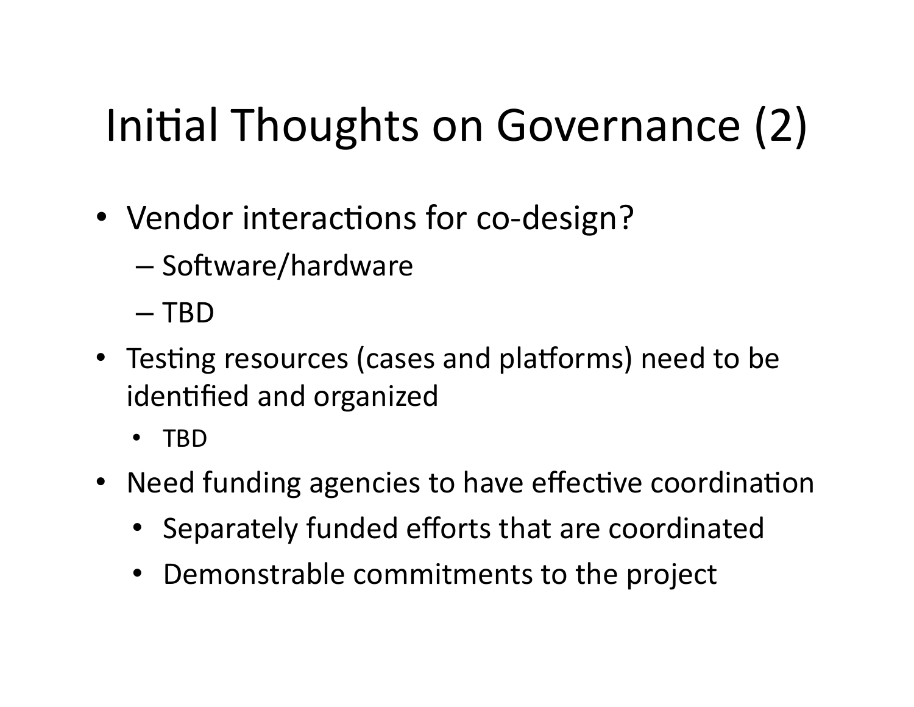# Initial Thoughts on Governance (2)

- Vendor interactions for co-design?
  - Software/hardware
  - TBD
- Testing resources (cases and platforms) need to be identified and organized
  - TBD
- Need funding agencies to have effective coordination
  - Separately funded efforts that are coordinated
  - Demonstrable commitments to the project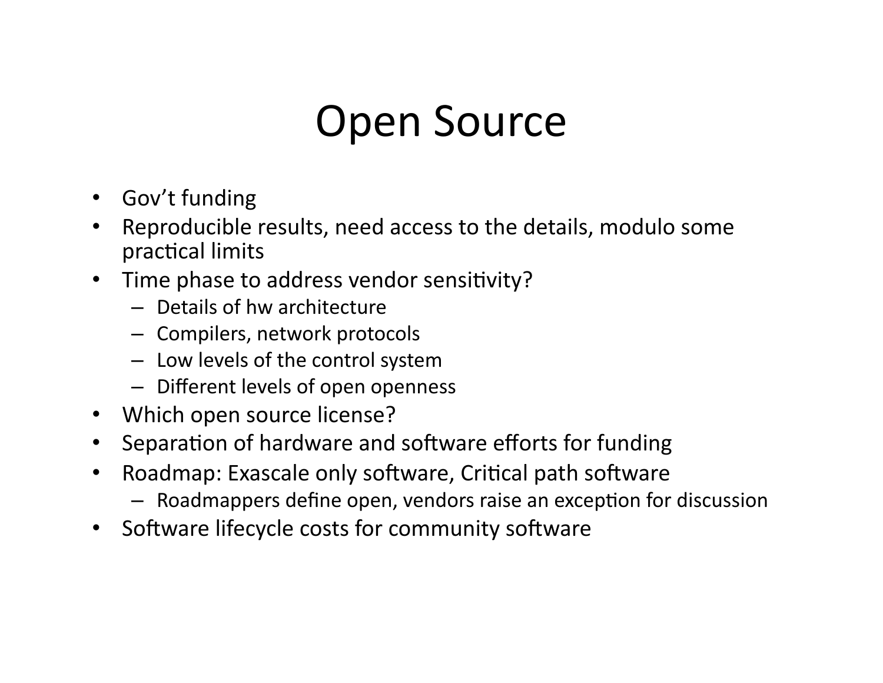# Open Source

- Gov't funding
- Reproducible results, need access to the details, modulo some practical limits
- Time phase to address vendor sensitivity?
  - Details of hw architecture
  - Compilers, network protocols
  - Low levels of the control system
  - Different levels of open openness
- Which open source license?
- Separation of hardware and software efforts for funding
- Roadmap: Exascale only software, Critical path software
  - Roadmappers define open, vendors raise an exception for discussion
- Software lifecycle costs for community software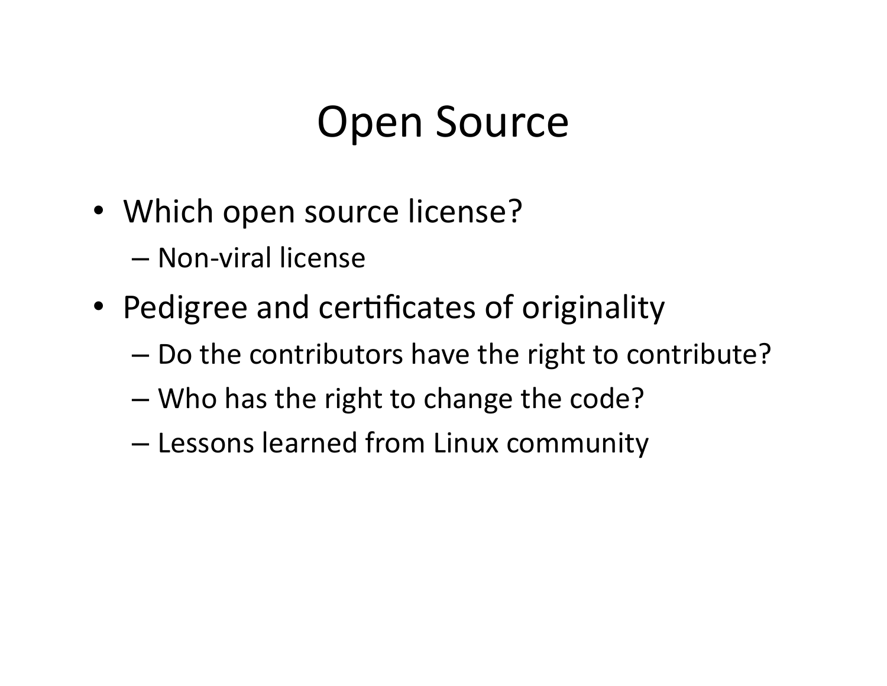# Open Source

- Which open source license?
  - Non-viral license
- Pedigree and certificates of originality
  - Do the contributors have the right to contribute?
  - Who has the right to change the code?
  - Lessons learned from Linux community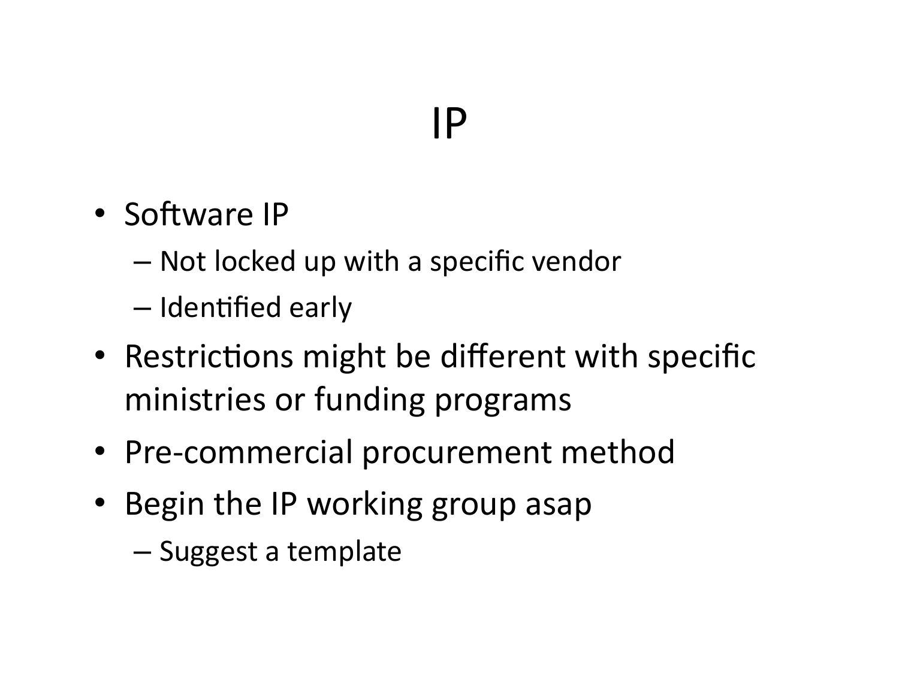# IP

- Software IP
  - Not locked up with a specific vendor
  - Identified early
- Restrictions might be different with specific ministries or funding programs
- Pre-commercial procurement method
- Begin the IP working group asap
  - Suggest a template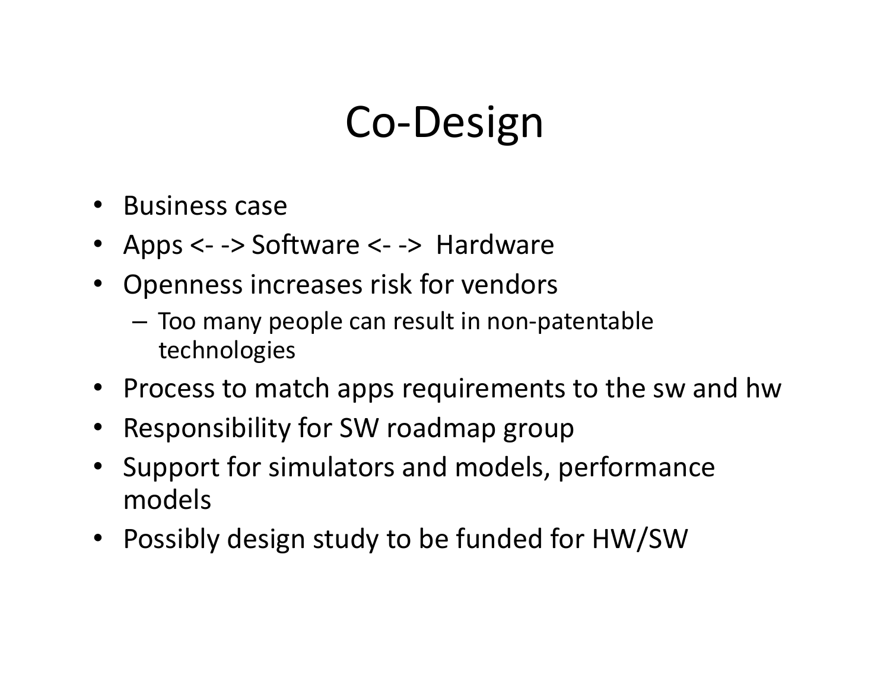# Co-Design

- Business case
- Apps <- -> Software <- -> Hardware
- Openness increases risk for vendors
  - Too many people can result in non-patentable technologies
- Process to match apps requirements to the sw and hw
- Responsibility for SW roadmap group
- Support for simulators and models, performance models
- Possibly design study to be funded for HW/SW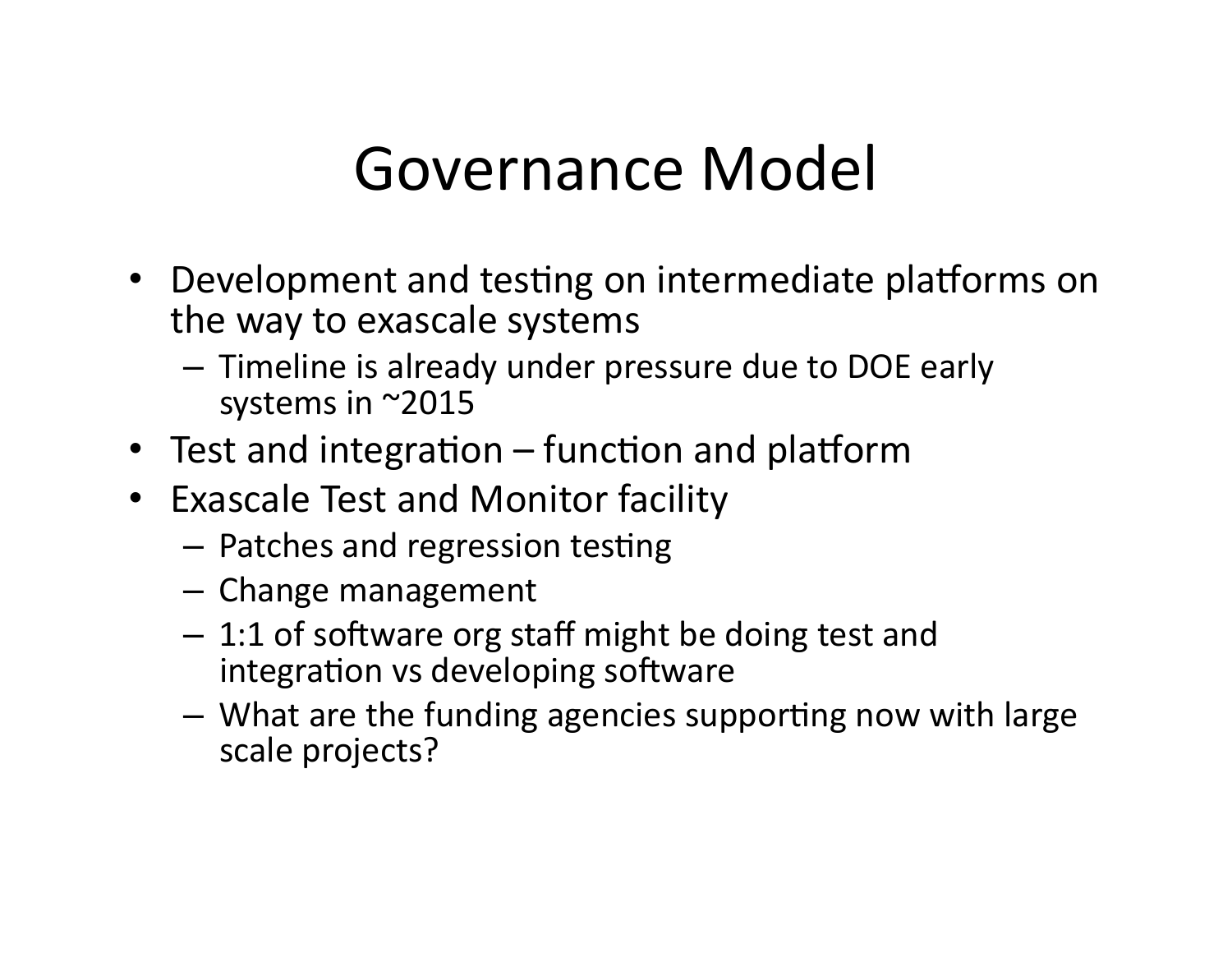# Governance Model

- Development and testing on intermediate platforms on the way to exascale systems
  - Timeline is already under pressure due to DOE early systems in ~2015
- Test and integration – function and platform
- Exascale Test and Monitor facility
  - Patches and regression testing
  - Change management
  - 1:1 of software org staff might be doing test and integration vs developing software
  - What are the funding agencies supporting now with large scale projects?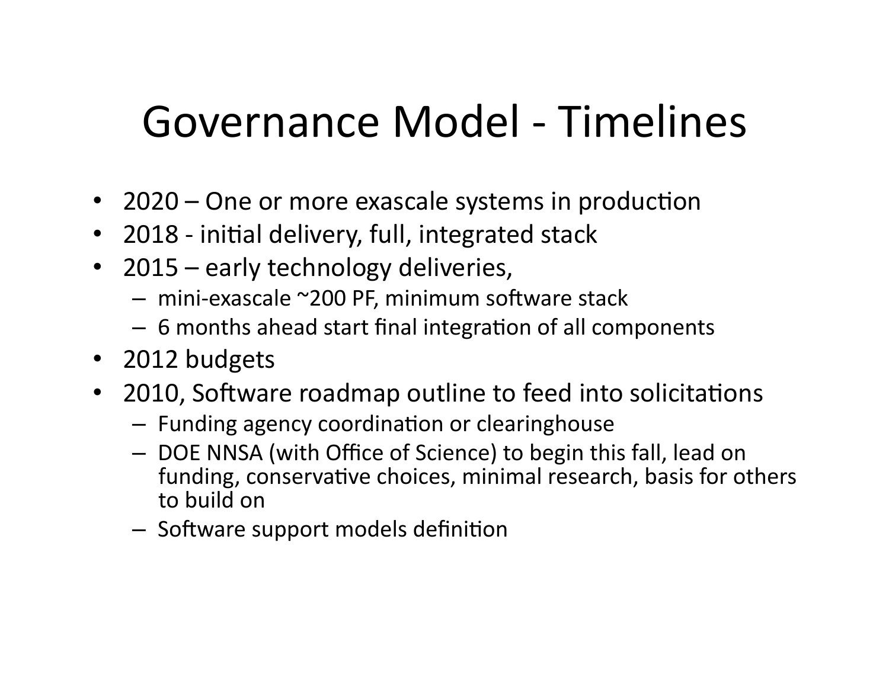# Governance Model - Timelines

- 2020 – One or more exascale systems in production
- 2018 - initial delivery, full, integrated stack
- 2015 – early technology deliveries,
  - mini-exascale ~200 PF, minimum software stack
  - 6 months ahead start final integration of all components
- 2012 budgets
- 2010, Software roadmap outline to feed into solicitations
  - Funding agency coordination or clearinghouse
  - DOE NNSA (with Office of Science) to begin this fall, lead on funding, conservative choices, minimal research, basis for others to build on
  - Software support models definition